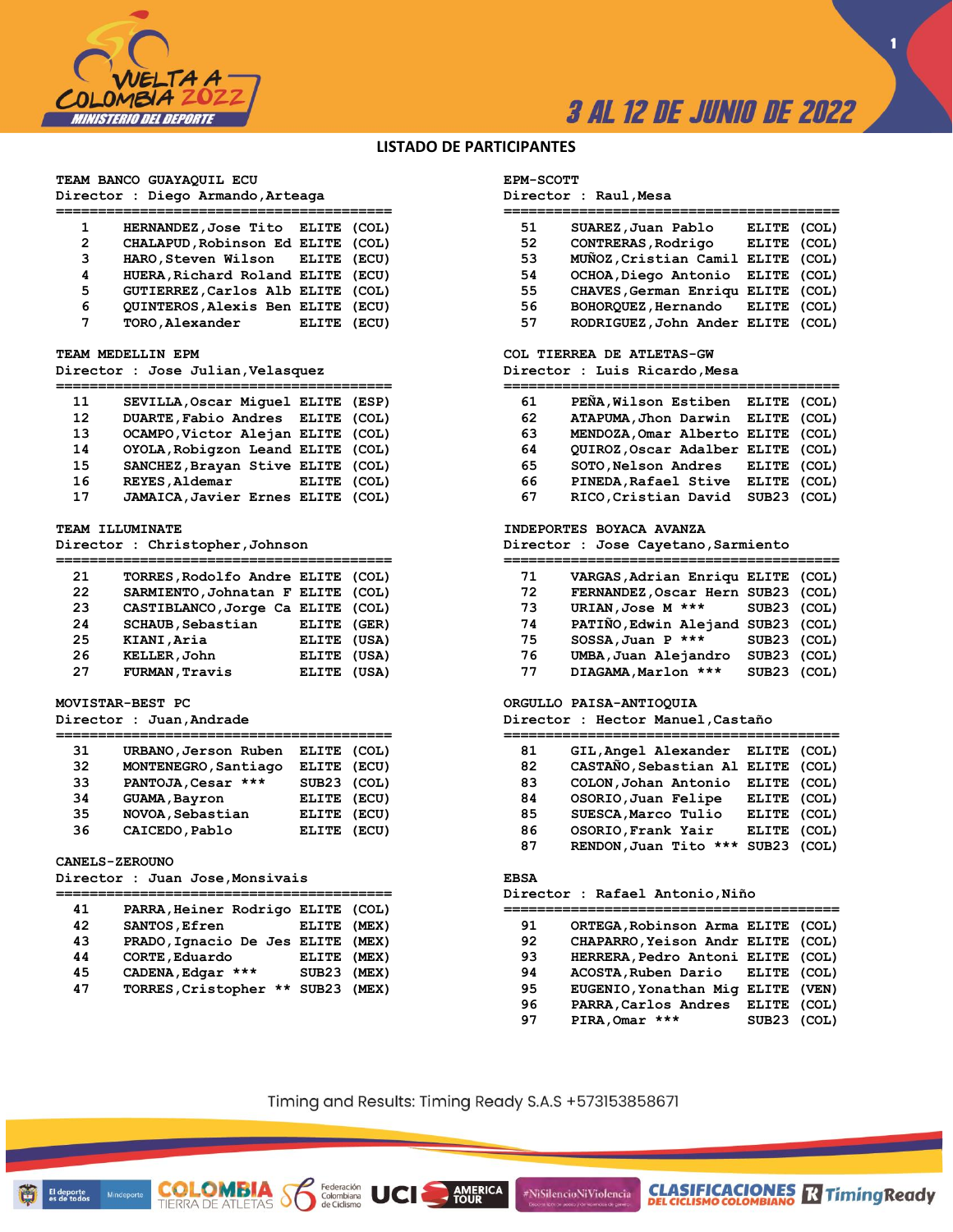# VUELTA A COLOMBIA 2022

MINISTERIO DEL DEPORTE

3 AL 12 DE JUNIO DE 2022

## LISTADO DE PARTICIPANTES

### TEAM BANCO GUAYAQUIL ECU
Director : Diego Armando,Arteaga

| No. | Nombre | Categoría | País |
|---|---|---|---|
| 1 | HERNANDEZ,Jose Tito | ELITE | (COL) |
| 2 | CHALAPUD,Robinson Ed | ELITE | (COL) |
| 3 | HARO,Steven Wilson | ELITE | (ECU) |
| 4 | HUERA,Richard Roland | ELITE | (ECU) |
| 5 | GUTIERREZ,Carlos Alb | ELITE | (COL) |
| 6 | QUINTEROS,Alexis Ben | ELITE | (ECU) |
| 7 | TORO,Alexander | ELITE | (ECU) |

### TEAM MEDELLIN EPM
Director : Jose Julian,Velasquez

| No. | Nombre | Categoría | País |
|---|---|---|---|
| 11 | SEVILLA,Oscar Miguel | ELITE | (ESP) |
| 12 | DUARTE,Fabio Andres | ELITE | (COL) |
| 13 | OCAMPO,Victor Alejan | ELITE | (COL) |
| 14 | OYOLA,Robigzon Leand | ELITE | (COL) |
| 15 | SANCHEZ,Brayan Stive | ELITE | (COL) |
| 16 | REYES,Aldemar | ELITE | (COL) |
| 17 | JAMAICA,Javier Ernes | ELITE | (COL) |

### TEAM ILLUMINATE
Director : Christopher,Johnson

| No. | Nombre | Categoría | País |
|---|---|---|---|
| 21 | TORRES,Rodolfo Andre | ELITE | (COL) |
| 22 | SARMIENTO,Johnatan F | ELITE | (COL) |
| 23 | CASTIBLANCO,Jorge Ca | ELITE | (COL) |
| 24 | SCHAUB,Sebastian | ELITE | (GER) |
| 25 | KIANI,Aria | ELITE | (USA) |
| 26 | KELLER,John | ELITE | (USA) |
| 27 | FURMAN,Travis | ELITE | (USA) |

### MOVISTAR-BEST PC
Director : Juan,Andrade

| No. | Nombre | Categoría | País |
|---|---|---|---|
| 31 | URBANO,Jerson Ruben | ELITE | (COL) |
| 32 | MONTENEGRO,Santiago | ELITE | (ECU) |
| 33 | PANTOJA,Cesar *** | SUB23 | (COL) |
| 34 | GUAMA,Bayron | ELITE | (ECU) |
| 35 | NOVOA,Sebastian | ELITE | (ECU) |
| 36 | CAICEDO,Pablo | ELITE | (ECU) |

### CANELS-ZEROUNO
Director : Juan Jose,Monsivais

| No. | Nombre | Categoría | País |
|---|---|---|---|
| 41 | PARRA,Heiner Rodrigo | ELITE | (COL) |
| 42 | SANTOS,Efren | ELITE | (MEX) |
| 43 | PRADO,Ignacio De Jes | ELITE | (MEX) |
| 44 | CORTE,Eduardo | ELITE | (MEX) |
| 45 | CADENA,Edgar *** | SUB23 | (MEX) |
| 47 | TORRES,Cristopher ** | SUB23 | (MEX) |

### EPM-SCOTT
Director : Raul,Mesa

| No. | Nombre | Categoría | País |
|---|---|---|---|
| 51 | SUAREZ,Juan Pablo | ELITE | (COL) |
| 52 | CONTRERAS,Rodrigo | ELITE | (COL) |
| 53 | MUÑOZ,Cristian Camil | ELITE | (COL) |
| 54 | OCHOA,Diego Antonio | ELITE | (COL) |
| 55 | CHAVES,German Enriqu | ELITE | (COL) |
| 56 | BOHORQUEZ,Hernando | ELITE | (COL) |
| 57 | RODRIGUEZ,John Ander | ELITE | (COL) |

### COL TIERREA DE ATLETAS-GW
Director : Luis Ricardo,Mesa

| No. | Nombre | Categoría | País |
|---|---|---|---|
| 61 | PEÑA,Wilson Estiben | ELITE | (COL) |
| 62 | ATAPUMA,Jhon Darwin | ELITE | (COL) |
| 63 | MENDOZA,Omar Alberto | ELITE | (COL) |
| 64 | QUIROZ,Oscar Adalber | ELITE | (COL) |
| 65 | SOTO,Nelson Andres | ELITE | (COL) |
| 66 | PINEDA,Rafael Stive | ELITE | (COL) |
| 67 | RICO,Cristian David | SUB23 | (COL) |

### INDEPORTES BOYACA AVANZA
Director : Jose Cayetano,Sarmiento

| No. | Nombre | Categoría | País |
|---|---|---|---|
| 71 | VARGAS,Adrian Enriqu | ELITE | (COL) |
| 72 | FERNANDEZ,Oscar Hern | SUB23 | (COL) |
| 73 | URIAN,Jose M *** | SUB23 | (COL) |
| 74 | PATIÑO,Edwin Alejand | SUB23 | (COL) |
| 75 | SOSSA,Juan P *** | SUB23 | (COL) |
| 76 | UMBA,Juan Alejandro | SUB23 | (COL) |
| 77 | DIAGAMA,Marlon *** | SUB23 | (COL) |

### ORGULLO PAISA-ANTIOQUIA
Director : Hector Manuel,Castaño

| No. | Nombre | Categoría | País |
|---|---|---|---|
| 81 | GIL,Angel Alexander | ELITE | (COL) |
| 82 | CASTAÑO,Sebastian Al | ELITE | (COL) |
| 83 | COLON,Johan Antonio | ELITE | (COL) |
| 84 | OSORIO,Juan Felipe | ELITE | (COL) |
| 85 | SUESCA,Marco Tulio | ELITE | (COL) |
| 86 | OSORIO,Frank Yair | ELITE | (COL) |
| 87 | RENDON,Juan Tito *** | SUB23 | (COL) |

### EBSA
Director : Rafael Antonio,Niño

| No. | Nombre | Categoría | País |
|---|---|---|---|
| 91 | ORTEGA,Robinson Arma | ELITE | (COL) |
| 92 | CHAPARRO,Yeison Andr | ELITE | (COL) |
| 93 | HERRERA,Pedro Antoni | ELITE | (COL) |
| 94 | ACOSTA,Ruben Dario | ELITE | (COL) |
| 95 | EUGENIO,Yonathan Mig | ELITE | (VEN) |
| 96 | PARRA,Carlos Andres | ELITE | (COL) |
| 97 | PIRA,Omar *** | SUB23 | (COL) |

Timing and Results: Timing Ready S.A.S +573153858671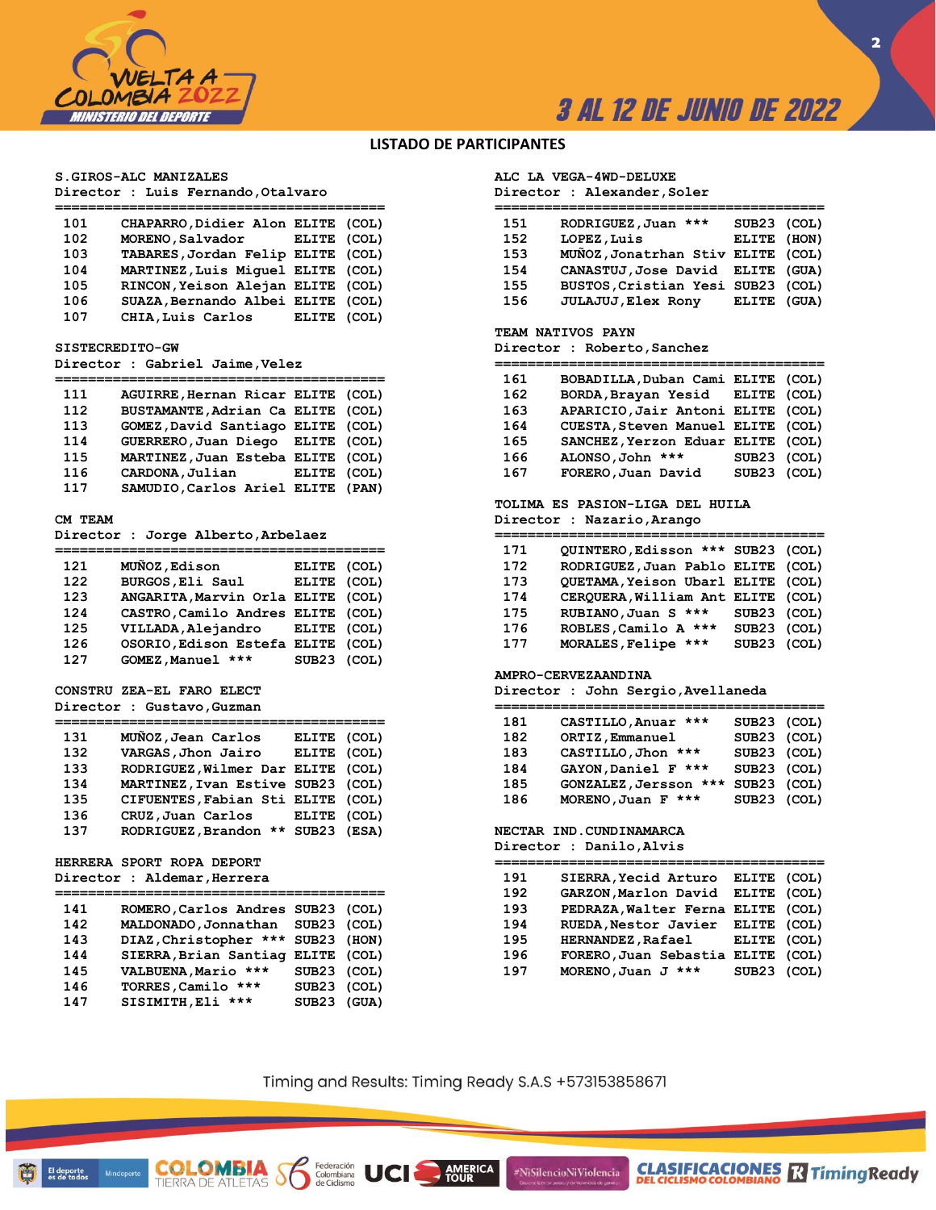## LISTADO DE PARTICIPANTES

### S.GIROS-ALC MANIZALES
Director : Luis Fernando,Otalvaro

| No. | Nombre | Categoría | País |
|---|---|---|---|
| 101 | CHAPARRO,Didier Alon | ELITE | (COL) |
| 102 | MORENO,Salvador | ELITE | (COL) |
| 103 | TABARES,Jordan Felip | ELITE | (COL) |
| 104 | MARTINEZ,Luis Miguel | ELITE | (COL) |
| 105 | RINCON,Yeison Alejan | ELITE | (COL) |
| 106 | SUAZA,Bernando Albei | ELITE | (COL) |
| 107 | CHIA,Luis Carlos | ELITE | (COL) |

### SISTECREDITO-GW
Director : Gabriel Jaime,Velez

| No. | Nombre | Categoría | País |
|---|---|---|---|
| 111 | AGUIRRE,Hernan Ricar | ELITE | (COL) |
| 112 | BUSTAMANTE,Adrian Ca | ELITE | (COL) |
| 113 | GOMEZ,David Santiago | ELITE | (COL) |
| 114 | GUERRERO,Juan Diego | ELITE | (COL) |
| 115 | MARTINEZ,Juan Esteba | ELITE | (COL) |
| 116 | CARDONA,Julian | ELITE | (COL) |
| 117 | SAMUDIO,Carlos Ariel | ELITE | (PAN) |

### CM TEAM
Director : Jorge Alberto,Arbelaez

| No. | Nombre | Categoría | País |
|---|---|---|---|
| 121 | MUÑOZ,Edison | ELITE | (COL) |
| 122 | BURGOS,Eli Saul | ELITE | (COL) |
| 123 | ANGARITA,Marvin Orla | ELITE | (COL) |
| 124 | CASTRO,Camilo Andres | ELITE | (COL) |
| 125 | VILLADA,Alejandro | ELITE | (COL) |
| 126 | OSORIO,Edison Estefa | ELITE | (COL) |
| 127 | GOMEZ,Manuel *** | SUB23 | (COL) |

### CONSTRU ZEA-EL FARO ELECT
Director : Gustavo,Guzman

| No. | Nombre | Categoría | País |
|---|---|---|---|
| 131 | MUÑOZ,Jean Carlos | ELITE | (COL) |
| 132 | VARGAS,Jhon Jairo | ELITE | (COL) |
| 133 | RODRIGUEZ,Wilmer Dar | ELITE | (COL) |
| 134 | MARTINEZ,Ivan Estive | SUB23 | (COL) |
| 135 | CIFUENTES,Fabian Sti | ELITE | (COL) |
| 136 | CRUZ,Juan Carlos | ELITE | (COL) |
| 137 | RODRIGUEZ,Brandon ** | SUB23 | (ESA) |

### HERRERA SPORT ROPA DEPORT
Director : Aldemar,Herrera

| No. | Nombre | Categoría | País |
|---|---|---|---|
| 141 | ROMERO,Carlos Andres | SUB23 | (COL) |
| 142 | MALDONADO,Jonnathan | SUB23 | (COL) |
| 143 | DIAZ,Christopher *** | SUB23 | (HON) |
| 144 | SIERRA,Brian Santiag | ELITE | (COL) |
| 145 | VALBUENA,Mario *** | SUB23 | (COL) |
| 146 | TORRES,Camilo *** | SUB23 | (COL) |
| 147 | SISIMITH,Eli *** | SUB23 | (GUA) |

### ALC LA VEGA-4WD-DELUXE
Director : Alexander,Soler

| No. | Nombre | Categoría | País |
|---|---|---|---|
| 151 | RODRIGUEZ,Juan *** | SUB23 | (COL) |
| 152 | LOPEZ,Luis | ELITE | (HON) |
| 153 | MUÑOZ,Jonatrhan Stiv | ELITE | (COL) |
| 154 | CANASTUJ,Jose David | ELITE | (GUA) |
| 155 | BUSTOS,Cristian Yesi | SUB23 | (COL) |
| 156 | JULAJUJ,Elex Rony | ELITE | (GUA) |

### TEAM NATIVOS PAYN
Director : Roberto,Sanchez

| No. | Nombre | Categoría | País |
|---|---|---|---|
| 161 | BOBADILLA,Duban Cami | ELITE | (COL) |
| 162 | BORDA,Brayan Yesid | ELITE | (COL) |
| 163 | APARICIO,Jair Antoni | ELITE | (COL) |
| 164 | CUESTA,Steven Manuel | ELITE | (COL) |
| 165 | SANCHEZ,Yerzon Eduar | ELITE | (COL) |
| 166 | ALONSO,John *** | SUB23 | (COL) |
| 167 | FORERO,Juan David | SUB23 | (COL) |

### TOLIMA ES PASION-LIGA DEL HUILA
Director : Nazario,Arango

| No. | Nombre | Categoría | País |
|---|---|---|---|
| 171 | QUINTERO,Edisson *** | SUB23 | (COL) |
| 172 | RODRIGUEZ,Juan Pablo | ELITE | (COL) |
| 173 | QUETAMA,Yeison Ubarl | ELITE | (COL) |
| 174 | CERQUERA,William Ant | ELITE | (COL) |
| 175 | RUBIANO,Juan S *** | SUB23 | (COL) |
| 176 | ROBLES,Camilo A *** | SUB23 | (COL) |
| 177 | MORALES,Felipe *** | SUB23 | (COL) |

### AMPRO-CERVEZAANDINA
Director : John Sergio,Avellaneda

| No. | Nombre | Categoría | País |
|---|---|---|---|
| 181 | CASTILLO,Anuar *** | SUB23 | (COL) |
| 182 | ORTIZ,Emmanuel | SUB23 | (COL) |
| 183 | CASTILLO,Jhon *** | SUB23 | (COL) |
| 184 | GAYON,Daniel F *** | SUB23 | (COL) |
| 185 | GONZALEZ,Jersson *** | SUB23 | (COL) |
| 186 | MORENO,Juan F *** | SUB23 | (COL) |

### NECTAR IND.CUNDINAMARCA
Director : Danilo,Alvis

| No. | Nombre | Categoría | País |
|---|---|---|---|
| 191 | SIERRA,Yecid Arturo | ELITE | (COL) |
| 192 | GARZON,Marlon David | ELITE | (COL) |
| 193 | PEDRAZA,Walter Ferna | ELITE | (COL) |
| 194 | RUEDA,Nestor Javier | ELITE | (COL) |
| 195 | HERNANDEZ,Rafael | ELITE | (COL) |
| 196 | FORERO,Juan Sebastia | ELITE | (COL) |
| 197 | MORENO,Juan J *** | SUB23 | (COL) |

Timing and Results: Timing Ready S.A.S +573153858671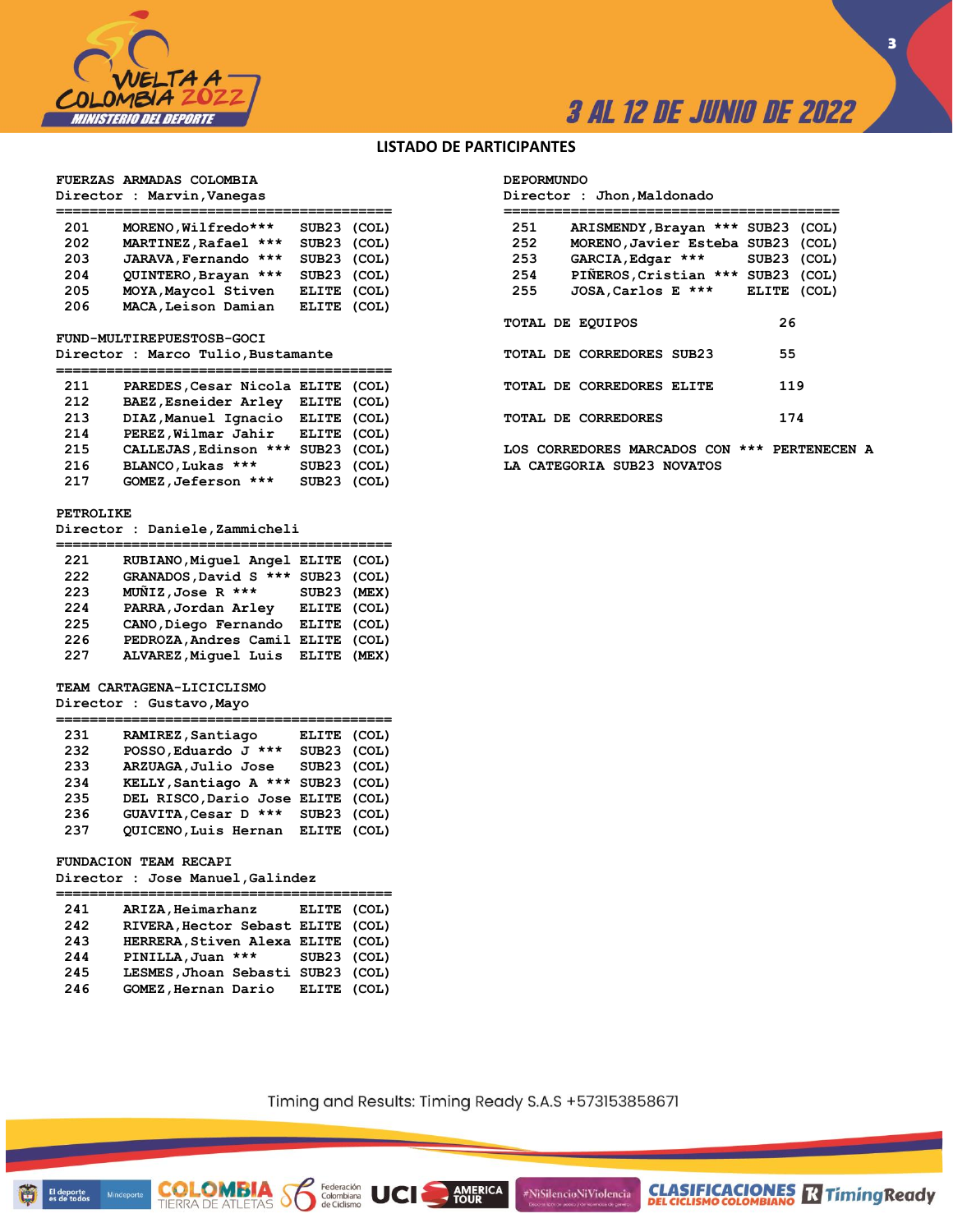## LISTADO DE PARTICIPANTES

**FUERZAS ARMADAS COLOMBIA**
Director : Marvin,Vanegas

| | | | |
|---|---|---|---|
| 201 | MORENO,Wilfredo*** | SUB23 | (COL) |
| 202 | MARTINEZ,Rafael *** | SUB23 | (COL) |
| 203 | JARAVA,Fernando *** | SUB23 | (COL) |
| 204 | QUINTERO,Brayan *** | SUB23 | (COL) |
| 205 | MOYA,Maycol Stiven | ELITE | (COL) |
| 206 | MACA,Leison Damian | ELITE | (COL) |

**FUND-MULTIREPUESTOSB-GOCI**
Director : Marco Tulio,Bustamante

| | | | |
|---|---|---|---|
| 211 | PAREDES,Cesar Nicola | ELITE | (COL) |
| 212 | BAEZ,Esneider Arley | ELITE | (COL) |
| 213 | DIAZ,Manuel Ignacio | ELITE | (COL) |
| 214 | PEREZ,Wilmar Jahir | ELITE | (COL) |
| 215 | CALLEJAS,Edinson *** | SUB23 | (COL) |
| 216 | BLANCO,Lukas *** | SUB23 | (COL) |
| 217 | GOMEZ,Jeferson *** | SUB23 | (COL) |

**PETROLIKE**
Director : Daniele,Zammicheli

| | | | |
|---|---|---|---|
| 221 | RUBIANO,Miguel Angel | ELITE | (COL) |
| 222 | GRANADOS,David S *** | SUB23 | (COL) |
| 223 | MUÑIZ,Jose R *** | SUB23 | (MEX) |
| 224 | PARRA,Jordan Arley | ELITE | (COL) |
| 225 | CANO,Diego Fernando | ELITE | (COL) |
| 226 | PEDROZA,Andres Camil | ELITE | (COL) |
| 227 | ALVAREZ,Miguel Luis | ELITE | (MEX) |

**TEAM CARTAGENA-LICICLISMO**
Director : Gustavo,Mayo

| | | | |
|---|---|---|---|
| 231 | RAMIREZ,Santiago | ELITE | (COL) |
| 232 | POSSO,Eduardo J *** | SUB23 | (COL) |
| 233 | ARZUAGA,Julio Jose | SUB23 | (COL) |
| 234 | KELLY,Santiago A *** | SUB23 | (COL) |
| 235 | DEL RISCO,Dario Jose | ELITE | (COL) |
| 236 | GUAVITA,Cesar D *** | SUB23 | (COL) |
| 237 | QUICENO,Luis Hernan | ELITE | (COL) |

**FUNDACION TEAM RECAPI**
Director : Jose Manuel,Galindez

| | | | |
|---|---|---|---|
| 241 | ARIZA,Heimarhanz | ELITE | (COL) |
| 242 | RIVERA,Hector Sebast | ELITE | (COL) |
| 243 | HERRERA,Stiven Alexa | ELITE | (COL) |
| 244 | PINILLA,Juan *** | SUB23 | (COL) |
| 245 | LESMES,Jhoan Sebasti | SUB23 | (COL) |
| 246 | GOMEZ,Hernan Dario | ELITE | (COL) |

**DEPORMUNDO**
Director : Jhon,Maldonado

| | | | |
|---|---|---|---|
| 251 | ARISMENDY,Brayan *** | SUB23 | (COL) |
| 252 | MORENO,Javier Esteba | SUB23 | (COL) |
| 253 | GARCIA,Edgar *** | SUB23 | (COL) |
| 254 | PIÑEROS,Cristian *** | SUB23 | (COL) |
| 255 | JOSA,Carlos E *** | ELITE | (COL) |

| | |
|---|---|
| TOTAL DE EQUIPOS | 26 |
| TOTAL DE CORREDORES SUB23 | 55 |
| TOTAL DE CORREDORES ELITE | 119 |
| TOTAL DE CORREDORES | 174 |

LOS CORREDORES MARCADOS CON *** PERTENECEN A LA CATEGORIA SUB23 NOVATOS

Timing and Results: Timing Ready S.A.S +573153858671